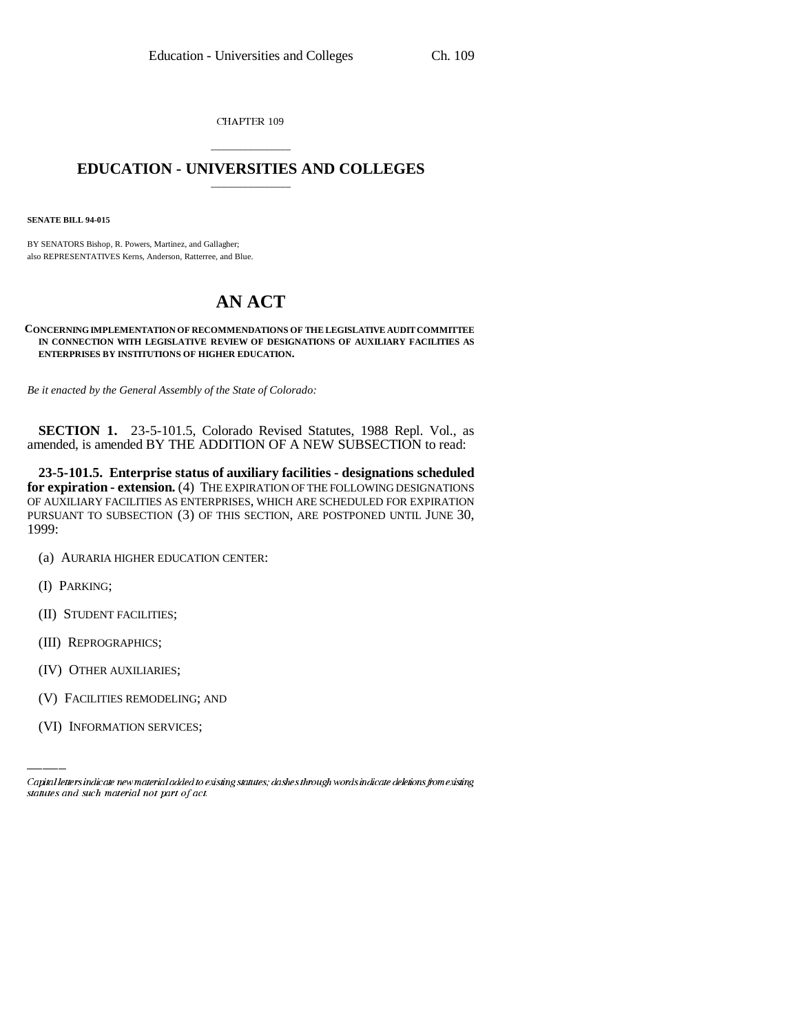CHAPTER 109

# EDUCATION - UNIVERSITIES AND COLLEGES

**SENATE BILL 94-015**

BY SENATORS Bishop, R. Powers, Martinez, and Gallagher;
also REPRESENTATIVES Kerns, Anderson, Ratterree, and Blue.

# AN ACT

**CONCERNING IMPLEMENTATION OF RECOMMENDATIONS OF THE LEGISLATIVE AUDIT COMMITTEE IN CONNECTION WITH LEGISLATIVE REVIEW OF DESIGNATIONS OF AUXILIARY FACILITIES AS ENTERPRISES BY INSTITUTIONS OF HIGHER EDUCATION.**

*Be it enacted by the General Assembly of the State of Colorado:*

**SECTION 1.** 23-5-101.5, Colorado Revised Statutes, 1988 Repl. Vol., as amended, is amended BY THE ADDITION OF A NEW SUBSECTION to read:

**23-5-101.5. Enterprise status of auxiliary facilities - designations scheduled for expiration - extension.** (4) THE EXPIRATION OF THE FOLLOWING DESIGNATIONS OF AUXILIARY FACILITIES AS ENTERPRISES, WHICH ARE SCHEDULED FOR EXPIRATION PURSUANT TO SUBSECTION (3) OF THIS SECTION, ARE POSTPONED UNTIL JUNE 30, 1999:

(a) AURARIA HIGHER EDUCATION CENTER:

(I) PARKING;

(II) STUDENT FACILITIES;

(III) REPROGRAPHICS;

(IV) OTHER AUXILIARIES;

(V) FACILITIES REMODELING; AND

(VI) INFORMATION SERVICES;

Capital letters indicate new material added to existing statutes; dashes through words indicate deletions from existing statutes and such material not part of act.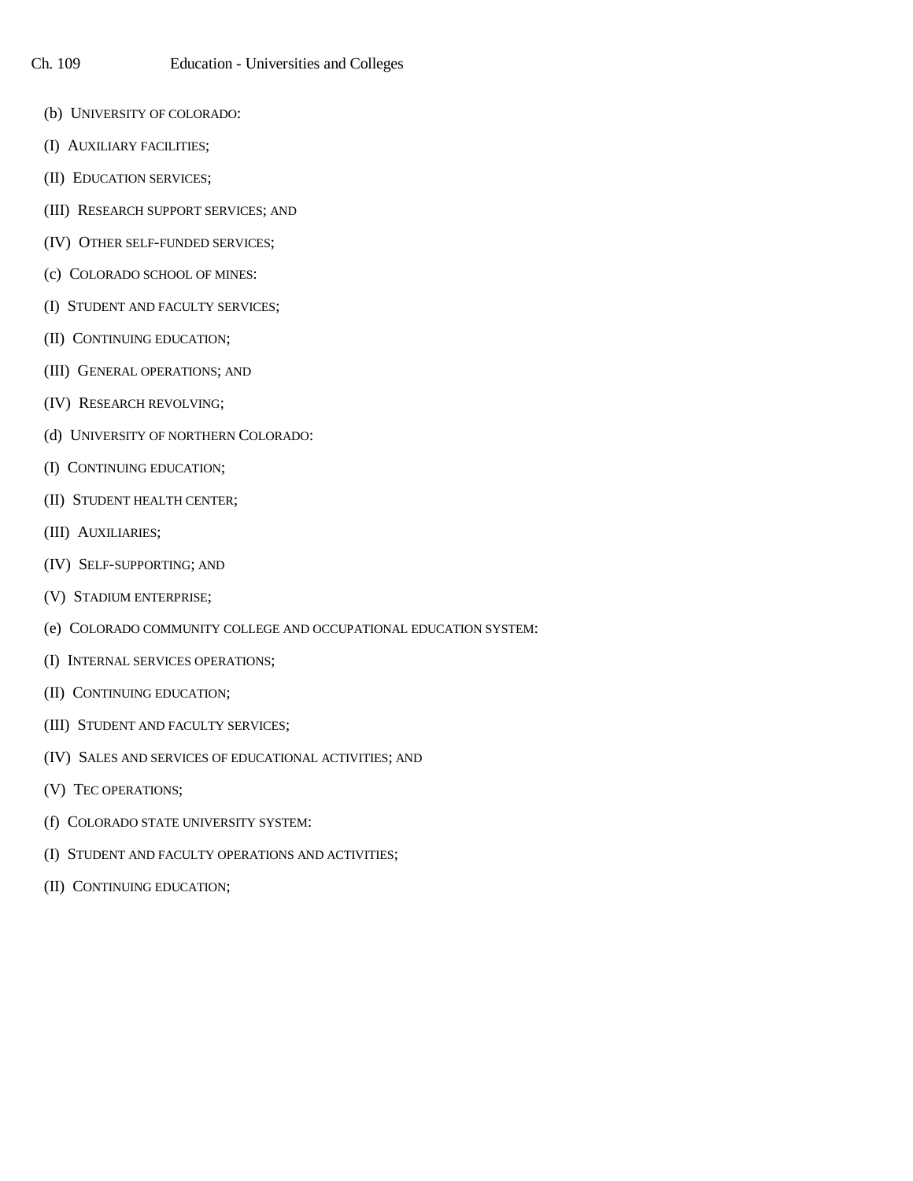(b) UNIVERSITY OF COLORADO:

(I) AUXILIARY FACILITIES;

(II) EDUCATION SERVICES;

(III) RESEARCH SUPPORT SERVICES; AND

(IV) OTHER SELF-FUNDED SERVICES;

(c) COLORADO SCHOOL OF MINES:

(I) STUDENT AND FACULTY SERVICES;

(II) CONTINUING EDUCATION;

(III) GENERAL OPERATIONS; AND

(IV) RESEARCH REVOLVING;

(d) UNIVERSITY OF NORTHERN COLORADO:

(I) CONTINUING EDUCATION;

(II) STUDENT HEALTH CENTER;

(III) AUXILIARIES;

(IV) SELF-SUPPORTING; AND

(V) STADIUM ENTERPRISE;

(e) COLORADO COMMUNITY COLLEGE AND OCCUPATIONAL EDUCATION SYSTEM:

(I) INTERNAL SERVICES OPERATIONS;

(II) CONTINUING EDUCATION;

(III) STUDENT AND FACULTY SERVICES;

(IV) SALES AND SERVICES OF EDUCATIONAL ACTIVITIES; AND

(V) TEC OPERATIONS;

(f) COLORADO STATE UNIVERSITY SYSTEM:

(I) STUDENT AND FACULTY OPERATIONS AND ACTIVITIES;

(II) CONTINUING EDUCATION;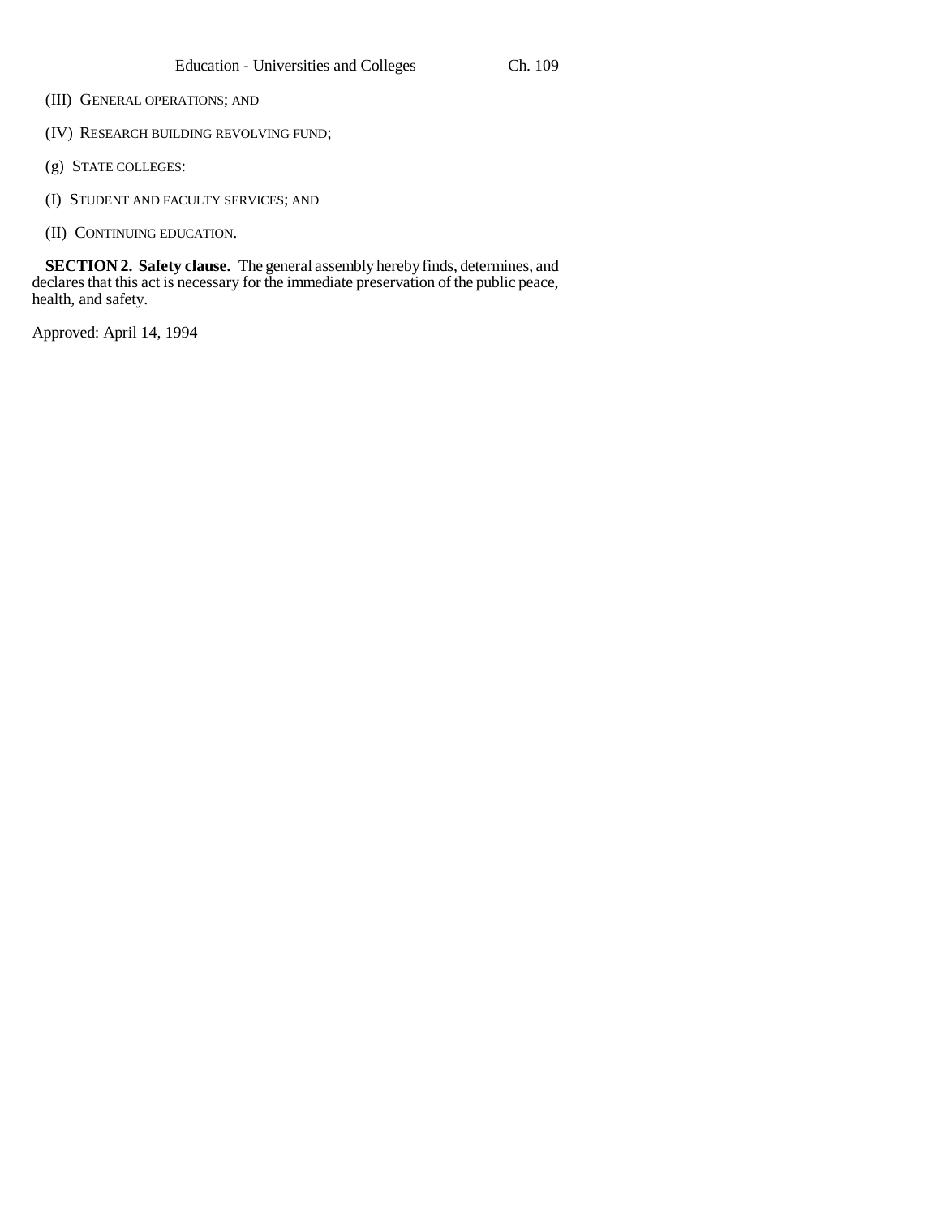(III) GENERAL OPERATIONS; AND

(IV) RESEARCH BUILDING REVOLVING FUND;

(g) STATE COLLEGES:

(I) STUDENT AND FACULTY SERVICES; AND

(II) CONTINUING EDUCATION.

**SECTION 2. Safety clause.** The general assembly hereby finds, determines, and declares that this act is necessary for the immediate preservation of the public peace, health, and safety.

Approved: April 14, 1994